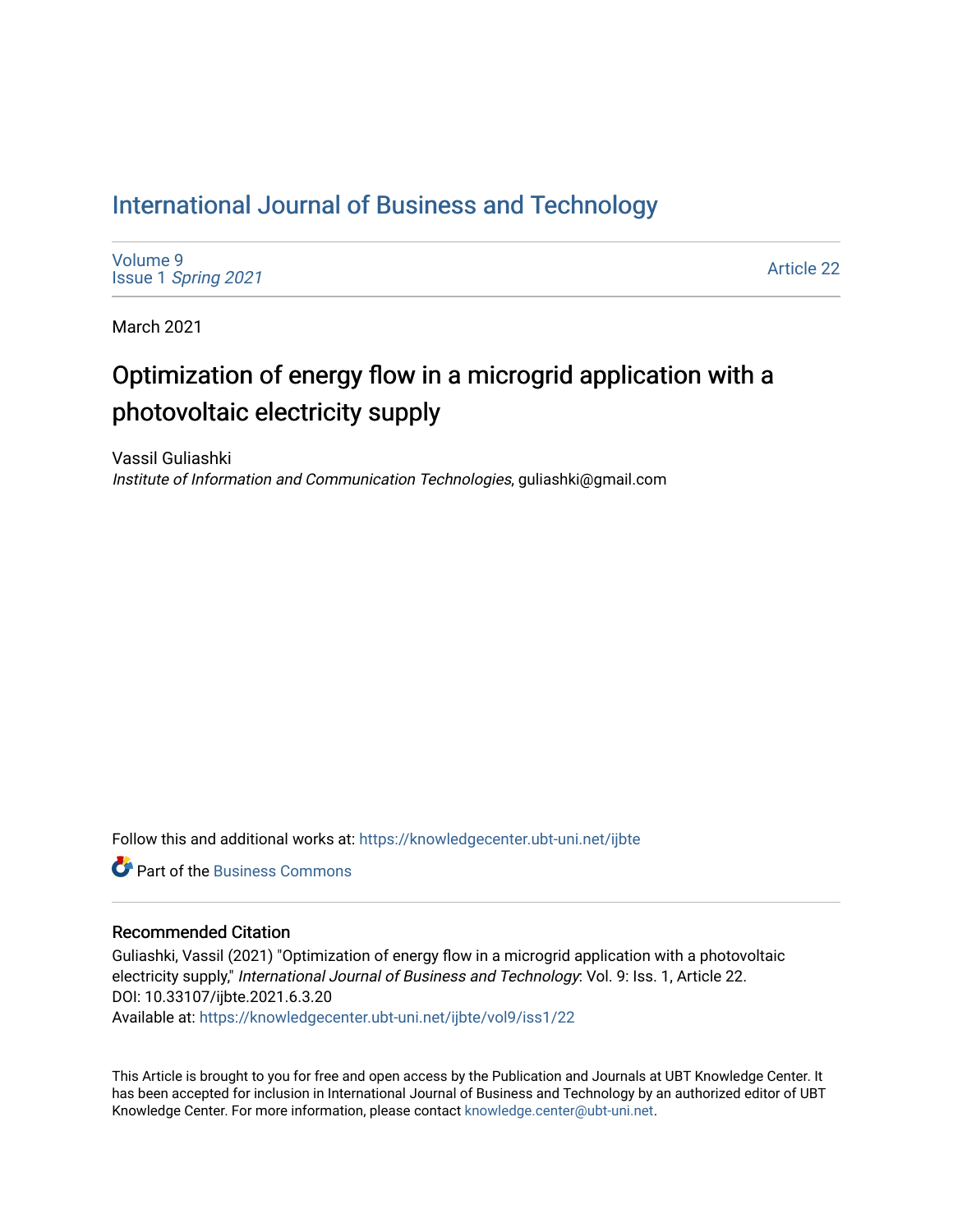# International Journal of Business and Technology

Volume 9
Issue 1 *Spring 2021*

Article 22

March 2021

## Optimization of energy flow in a microgrid application with a photovoltaic electricity supply

Vassil Guliashki
*Institute of Information and Communication Technologies*, guliashki@gmail.com

Follow this and additional works at: https://knowledgecenter.ubt-uni.net/ijbte

Part of the Business Commons

### Recommended Citation

Guliashki, Vassil (2021) "Optimization of energy flow in a microgrid application with a photovoltaic electricity supply," *International Journal of Business and Technology*: Vol. 9: Iss. 1, Article 22.
DOI: 10.33107/ijbte.2021.6.3.20
Available at: https://knowledgecenter.ubt-uni.net/ijbte/vol9/iss1/22

This Article is brought to you for free and open access by the Publication and Journals at UBT Knowledge Center. It has been accepted for inclusion in International Journal of Business and Technology by an authorized editor of UBT Knowledge Center. For more information, please contact knowledge.center@ubt-uni.net.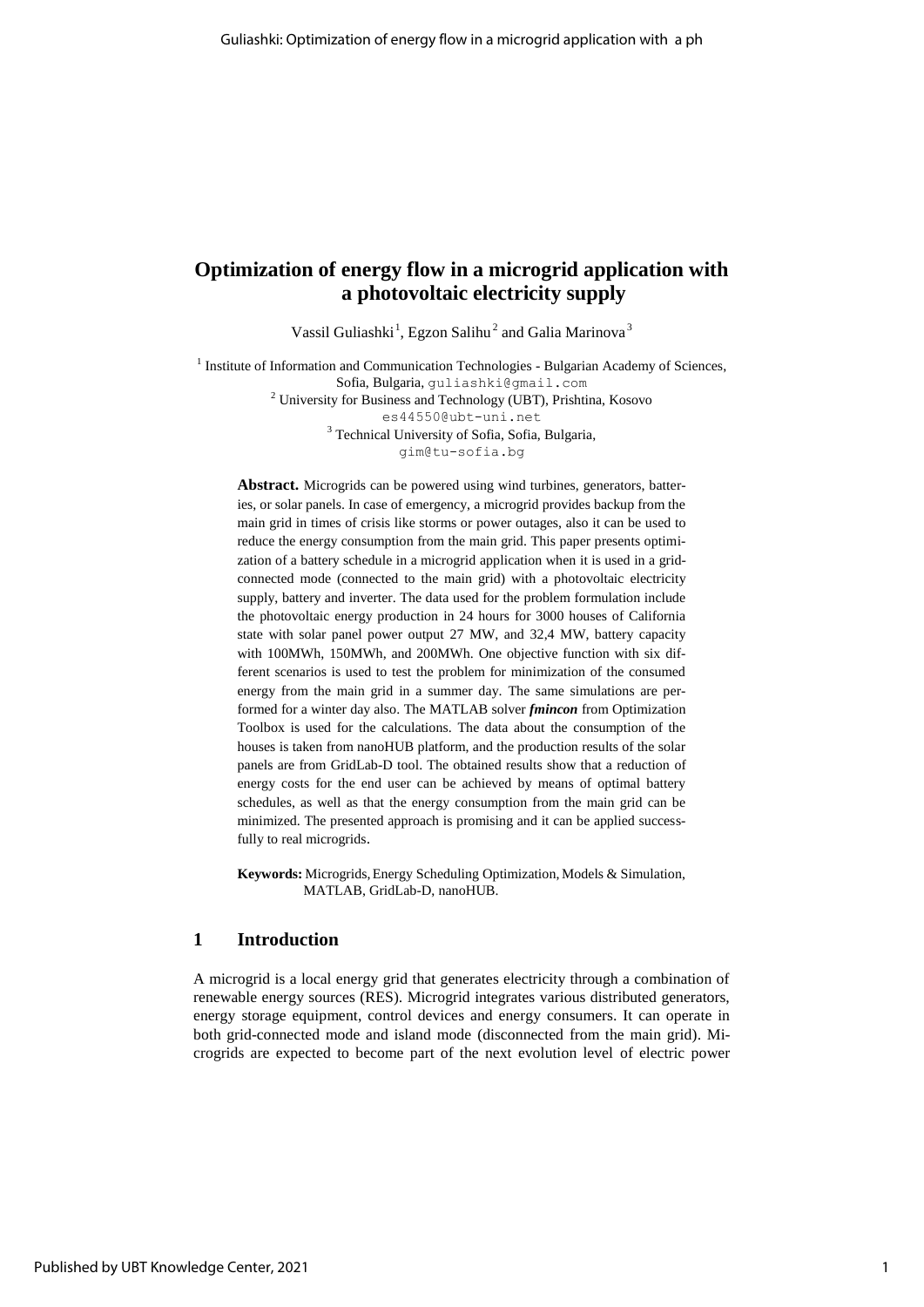# Optimization of energy flow in a microgrid application with a photovoltaic electricity supply

Vassil Guliashki[1], Egzon Salihu[2] and Galia Marinova[3]

[1] Institute of Information and Communication Technologies - Bulgarian Academy of Sciences, Sofia, Bulgaria, guliashki@gmail.com
[2] University for Business and Technology (UBT), Prishtina, Kosovo es44550@ubt-uni.net
[3] Technical University of Sofia, Sofia, Bulgaria, gim@tu-sofia.bg

**Abstract.** Microgrids can be powered using wind turbines, generators, batteries, or solar panels. In case of emergency, a microgrid provides backup from the main grid in times of crisis like storms or power outages, also it can be used to reduce the energy consumption from the main grid. This paper presents optimization of a battery schedule in a microgrid application when it is used in a grid-connected mode (connected to the main grid) with a photovoltaic electricity supply, battery and inverter. The data used for the problem formulation include the photovoltaic energy production in 24 hours for 3000 houses of California state with solar panel power output 27 MW, and 32,4 MW, battery capacity with 100MWh, 150MWh, and 200MWh. One objective function with six different scenarios is used to test the problem for minimization of the consumed energy from the main grid in a summer day. The same simulations are performed for a winter day also. The MATLAB solver ***fmincon*** from Optimization Toolbox is used for the calculations. The data about the consumption of the houses is taken from nanoHUB platform, and the production results of the solar panels are from GridLab-D tool. The obtained results show that a reduction of energy costs for the end user can be achieved by means of optimal battery schedules, as well as that the energy consumption from the main grid can be minimized. The presented approach is promising and it can be applied successfully to real microgrids.

**Keywords:** Microgrids, Energy Scheduling Optimization, Models & Simulation, MATLAB, GridLab-D, nanoHUB.

## 1 Introduction

A microgrid is a local energy grid that generates electricity through a combination of renewable energy sources (RES). Microgrid integrates various distributed generators, energy storage equipment, control devices and energy consumers. It can operate in both grid-connected mode and island mode (disconnected from the main grid). Microgrids are expected to become part of the next evolution level of electric power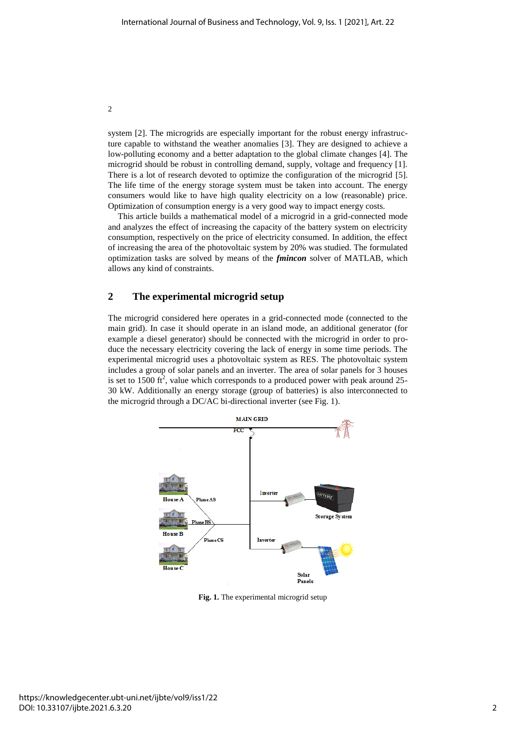system [2]. The microgrids are especially important for the robust energy infrastructure capable to withstand the weather anomalies [3]. They are designed to achieve a low-polluting economy and a better adaptation to the global climate changes [4]. The microgrid should be robust in controlling demand, supply, voltage and frequency [1]. There is a lot of research devoted to optimize the configuration of the microgrid [5]. The life time of the energy storage system must be taken into account. The energy consumers would like to have high quality electricity on a low (reasonable) price. Optimization of consumption energy is a very good way to impact energy costs.

This article builds a mathematical model of a microgrid in a grid-connected mode and analyzes the effect of increasing the capacity of the battery system on electricity consumption, respectively on the price of electricity consumed. In addition, the effect of increasing the area of the photovoltaic system by 20% was studied. The formulated optimization tasks are solved by means of the ***fmincon*** solver of MATLAB, which allows any kind of constraints.

## 2 The experimental microgrid setup

The microgrid considered here operates in a grid-connected mode (connected to the main grid). In case it should operate in an island mode, an additional generator (for example a diesel generator) should be connected with the microgrid in order to produce the necessary electricity covering the lack of energy in some time periods. The experimental microgrid uses a photovoltaic system as RES. The photovoltaic system includes a group of solar panels and an inverter. The area of solar panels for 3 houses is set to 1500 $ft^2$, value which corresponds to a produced power with peak around 25-30 kW. Additionally an energy storage (group of batteries) is also interconnected to the microgrid through a DC/AC bi-directional inverter (see Fig. 1).

**Fig. 1.** The experimental microgrid setup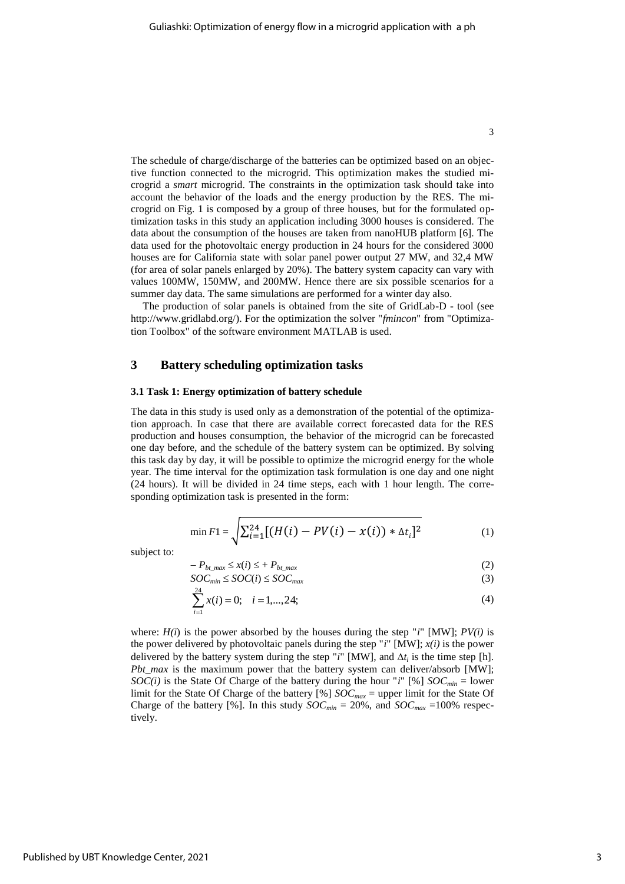The schedule of charge/discharge of the batteries can be optimized based on an objective function connected to the microgrid. This optimization makes the studied microgrid a *smart* microgrid. The constraints in the optimization task should take into account the behavior of the loads and the energy production by the RES. The microgrid on Fig. 1 is composed by a group of three houses, but for the formulated optimization tasks in this study an application including 3000 houses is considered. The data about the consumption of the houses are taken from nanoHUB platform [6]. The data used for the photovoltaic energy production in 24 hours for the considered 3000 houses are for California state with solar panel power output 27 MW, and 32,4 MW (for area of solar panels enlarged by 20%). The battery system capacity can vary with values 100MW, 150MW, and 200MW. Hence there are six possible scenarios for a summer day data. The same simulations are performed for a winter day also.

The production of solar panels is obtained from the site of GridLab-D - tool (see http://www.gridlabd.org/). For the optimization the solver "*fmincon*" from "Optimization Toolbox" of the software environment MATLAB is used.

## 3 Battery scheduling optimization tasks

### 3.1 Task 1: Energy optimization of battery schedule

The data in this study is used only as a demonstration of the potential of the optimization approach. In case that there are available correct forecasted data for the RES production and houses consumption, the behavior of the microgrid can be forecasted one day before, and the schedule of the battery system can be optimized. By solving this task day by day, it will be possible to optimize the microgrid energy for the whole year. The time interval for the optimization task formulation is one day and one night (24 hours). It will be divided in 24 time steps, each with 1 hour length. The corresponding optimization task is presented in the form:

$$\min F1 = \sqrt{\sum_{i=1}^{24}[(H(i) - PV(i) - x(i)) * \Delta t_i]^2} \tag{1}$$

subject to:

$$-P_{bt\_max} \leq x(i) \leq +P_{bt\_max} \tag{2}$$

$$SOC_{min} \leq SOC(i) \leq SOC_{max} \tag{3}$$

$$\sum_{i=1}^{24} x(i) = 0; \quad i = 1,...,24; \tag{4}$$

where: $H(i)$ is the power absorbed by the houses during the step "$i$" [MW]; $PV(i)$ is the power delivered by photovoltaic panels during the step "$i$" [MW]; $x(i)$ is the power delivered by the battery system during the step "$i$" [MW], and $\Delta t_i$ is the time step [h]. $Pbt\_max$ is the maximum power that the battery system can deliver/absorb [MW]; $SOC(i)$ is the State Of Charge of the battery during the hour "$i$" [%] $SOC_{min}$ = lower limit for the State Of Charge of the battery [%] $SOC_{max}$ = upper limit for the State Of Charge of the battery [%]. In this study $SOC_{min}$ = 20%, and $SOC_{max}$ =100% respectively.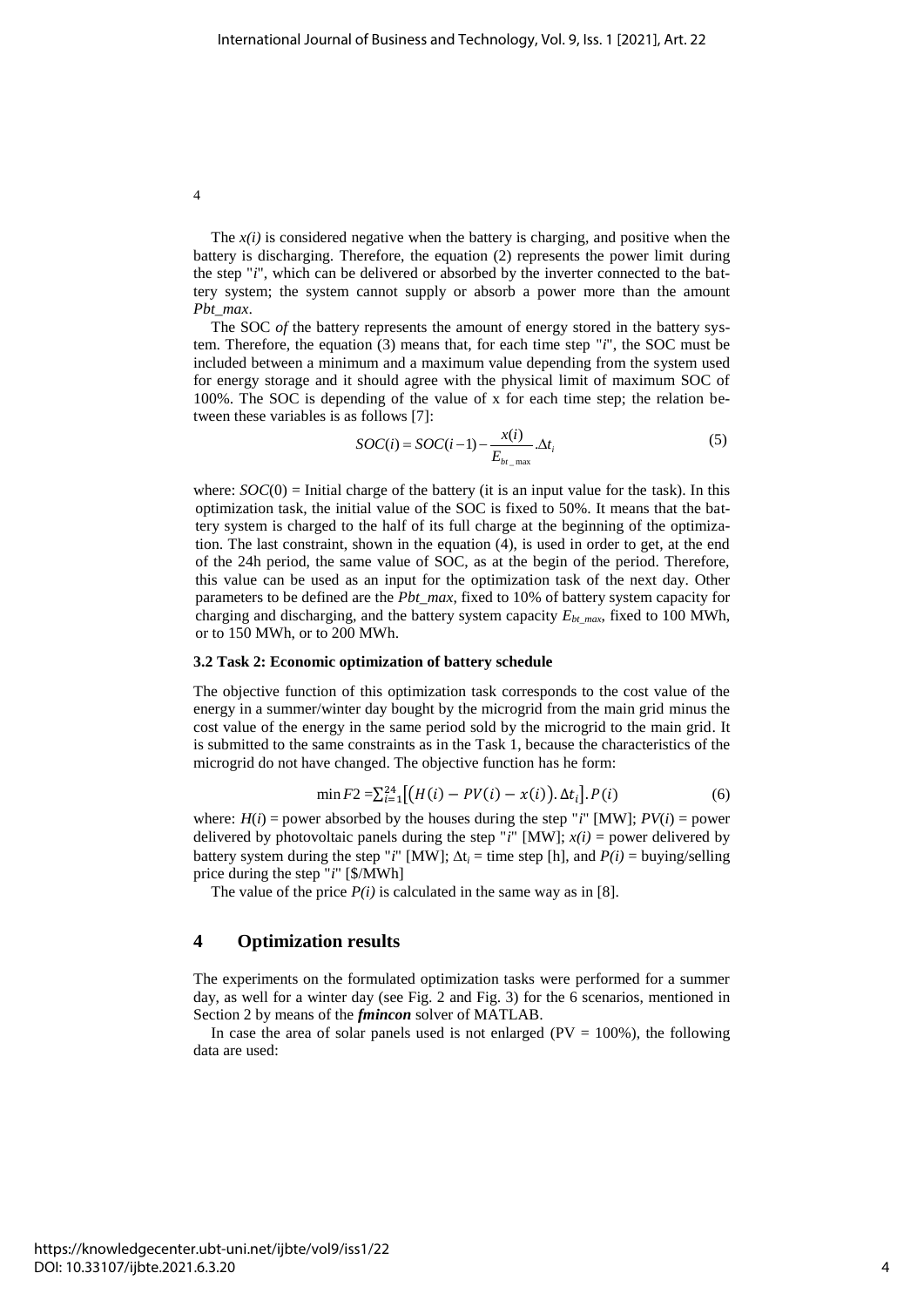The $x(i)$ is considered negative when the battery is charging, and positive when the battery is discharging. Therefore, the equation (2) represents the power limit during the step "*i*", which can be delivered or absorbed by the inverter connected to the battery system; the system cannot supply or absorb a power more than the amount *Pbt_max*.

The SOC *of* the battery represents the amount of energy stored in the battery system. Therefore, the equation (3) means that, for each time step "*i*", the SOC must be included between a minimum and a maximum value depending from the system used for energy storage and it should agree with the physical limit of maximum SOC of 100%. The SOC is depending of the value of x for each time step; the relation between these variables is as follows [7]:

$$SOC(i) = SOC(i-1) - \frac{x(i)}{E_{bt\_max}} . \Delta t_i \tag{5}$$

where: $SOC(0)$ = Initial charge of the battery (it is an input value for the task). In this optimization task, the initial value of the SOC is fixed to 50%. It means that the battery system is charged to the half of its full charge at the beginning of the optimization. The last constraint, shown in the equation (4), is used in order to get, at the end of the 24h period, the same value of SOC, as at the begin of the period. Therefore, this value can be used as an input for the optimization task of the next day. Other parameters to be defined are the *Pbt_max*, fixed to 10% of battery system capacity for charging and discharging, and the battery system capacity $E_{bt\_max}$, fixed to 100 MWh, or to 150 MWh, or to 200 MWh.

### 3.2 Task 2: Economic optimization of battery schedule

The objective function of this optimization task corresponds to the cost value of the energy in a summer/winter day bought by the microgrid from the main grid minus the cost value of the energy in the same period sold by the microgrid to the main grid. It is submitted to the same constraints as in the Task 1, because the characteristics of the microgrid do not have changed. The objective function has he form:

$$\min F2 = \sum_{i=1}^{24} \left[ \left( H(i) - PV(i) - x(i) \right) . \Delta t_i \right] . P(i) \tag{6}$$

where: $H(i)$ = power absorbed by the houses during the step "*i*" [MW]; $PV(i)$ = power delivered by photovoltaic panels during the step "*i*" [MW]; $x(i)$ = power delivered by battery system during the step "*i*" [MW]; $\Delta t_i$ = time step [h], and $P(i)$ = buying/selling price during the step "*i*" [\$/MWh]

The value of the price $P(i)$ is calculated in the same way as in [8].

## 4 Optimization results

The experiments on the formulated optimization tasks were performed for a summer day, as well for a winter day (see Fig. 2 and Fig. 3) for the 6 scenarios, mentioned in Section 2 by means of the ***fmincon*** solver of MATLAB.

In case the area of solar panels used is not enlarged (PV = 100%), the following data are used: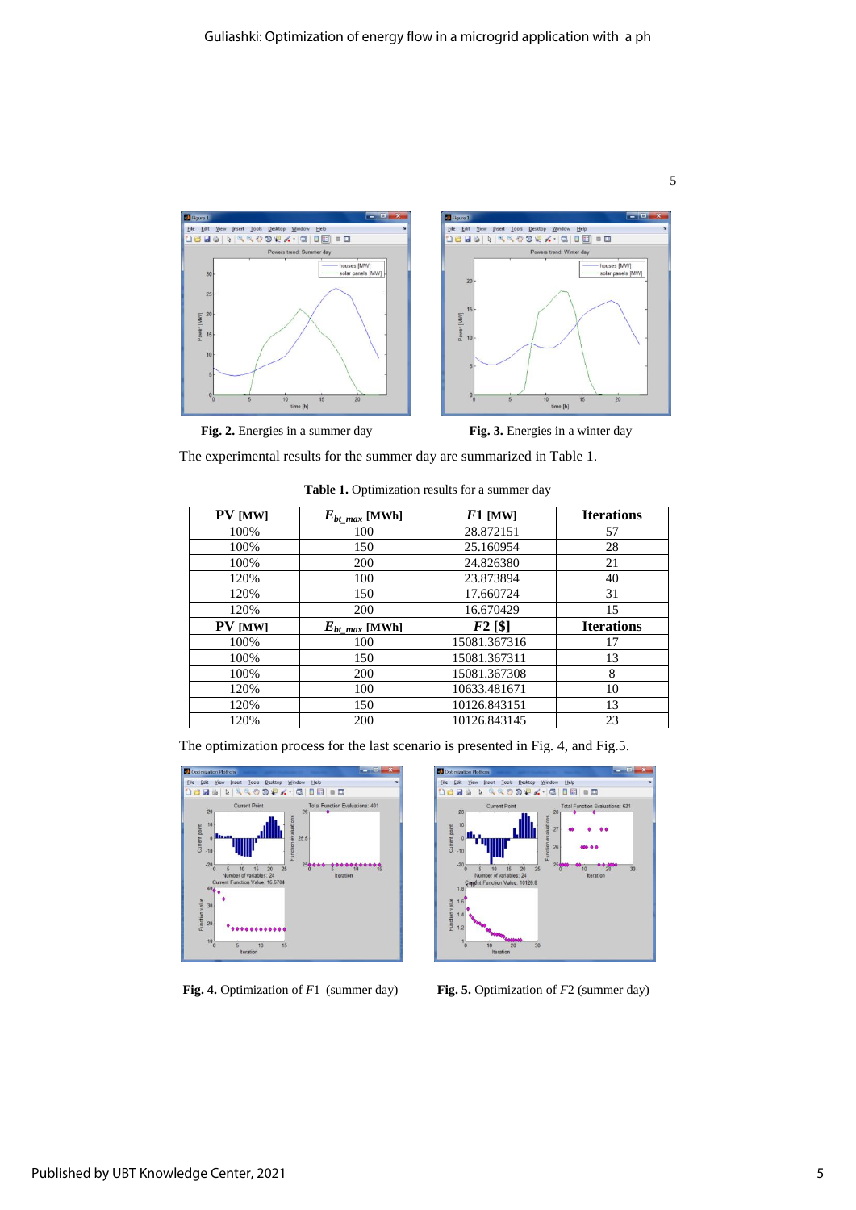Fig. 2. Energies in a summer day

Fig. 3. Energies in a winter day

The experimental results for the summer day are summarized in Table 1.

**Table 1.** Optimization results for a summer day

| **PV** [MW] | $E_{bt\_max}$ [MWh] | $F1$ [MW] | **Iterations** |
|---|---|---|---|
| 100% | 100 | 28.872151 | 57 |
| 100% | 150 | 25.160954 | 28 |
| 100% | 200 | 24.826380 | 21 |
| 120% | 100 | 23.873894 | 40 |
| 120% | 150 | 17.660724 | 31 |
| 120% | 200 | 16.670429 | 15 |
| **PV** [MW] | $E_{bt\_max}$ [MWh] | $F2$ [$] | **Iterations** |
| 100% | 100 | 15081.367316 | 17 |
| 100% | 150 | 15081.367311 | 13 |
| 100% | 200 | 15081.367308 | 8 |
| 120% | 100 | 10633.481671 | 10 |
| 120% | 150 | 10126.843151 | 13 |
| 120% | 200 | 10126.843145 | 23 |

The optimization process for the last scenario is presented in Fig. 4, and Fig.5.

**Fig. 4.** Optimization of $F1$ (summer day)

**Fig. 5.** Optimization of $F2$ (summer day)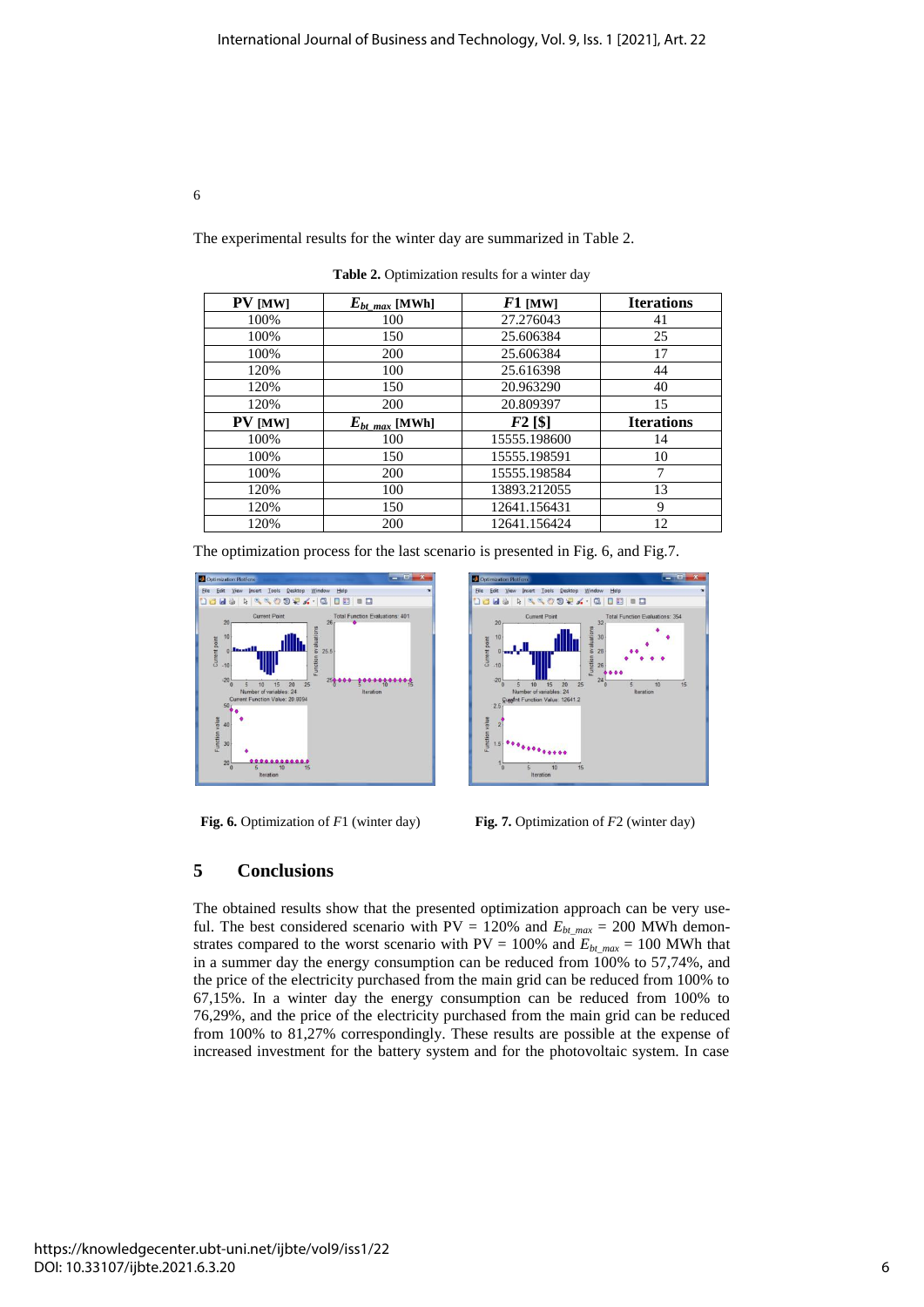The experimental results for the winter day are summarized in Table 2.

**Table 2.** Optimization results for a winter day

| **PV** [MW] | $E_{bt\_max}$ **[MWh]** | $F1$ **[MW]** | **Iterations** |
|---|---|---|---|
| 100% | 100 | 27.276043 | 41 |
| 100% | 150 | 25.606384 | 25 |
| 100% | 200 | 25.606384 | 17 |
| 120% | 100 | 25.616398 | 44 |
| 120% | 150 | 20.963290 | 40 |
| 120% | 200 | 20.809397 | 15 |
| **PV** [MW] | $E_{bt\_max}$ **[MWh]** | $F2$ **[$]** | **Iterations** |
| 100% | 100 | 15555.198600 | 14 |
| 100% | 150 | 15555.198591 | 10 |
| 100% | 200 | 15555.198584 | 7 |
| 120% | 100 | 13893.212055 | 13 |
| 120% | 150 | 12641.156431 | 9 |
| 120% | 200 | 12641.156424 | 12 |

The optimization process for the last scenario is presented in Fig. 6, and Fig.7.

**Fig. 6.** Optimization of $F1$ (winter day)

**Fig. 7.** Optimization of $F2$ (winter day)

## 5 Conclusions

The obtained results show that the presented optimization approach can be very useful. The best considered scenario with PV = 120% and $E_{bt\_max}$ = 200 MWh demonstrates compared to the worst scenario with PV = 100% and $E_{bt\_max}$ = 100 MWh that in a summer day the energy consumption can be reduced from 100% to 57,74%, and the price of the electricity purchased from the main grid can be reduced from 100% to 67,15%. In a winter day the energy consumption can be reduced from 100% to 76,29%, and the price of the electricity purchased from the main grid can be reduced from 100% to 81,27% correspondingly. These results are possible at the expense of increased investment for the battery system and for the photovoltaic system. In case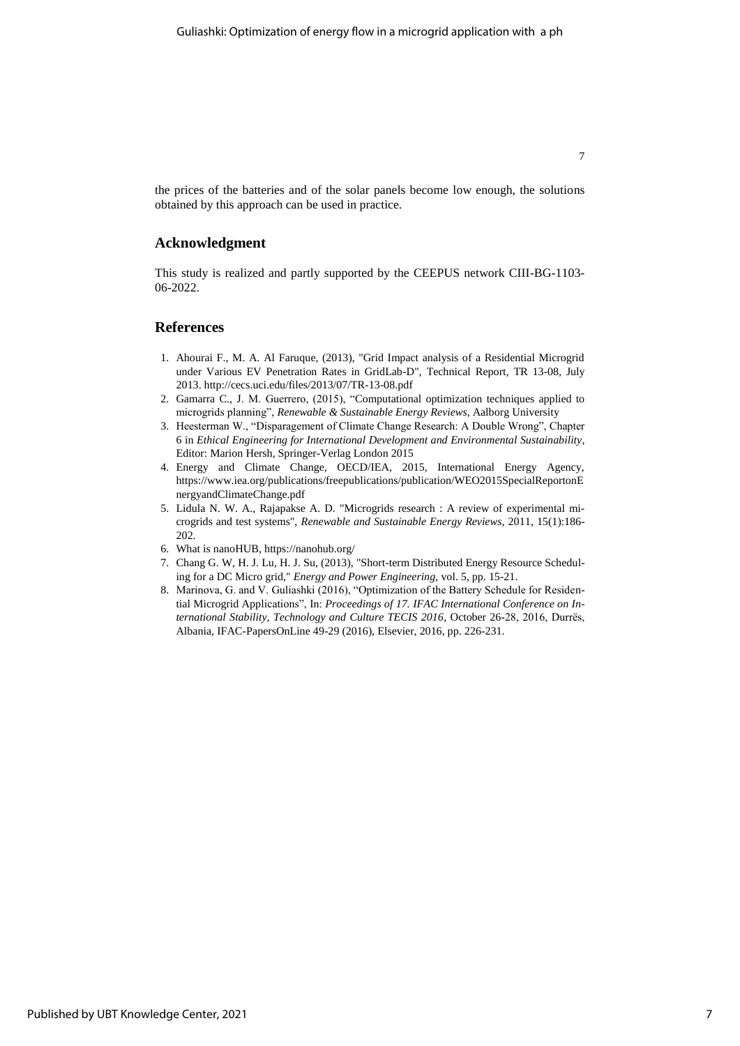the prices of the batteries and of the solar panels become low enough, the solutions obtained by this approach can be used in practice.

## Acknowledgment

This study is realized and partly supported by the CEEPUS network CIII-BG-1103-06-2022.

## References

1. Ahourai F., M. A. Al Faruque, (2013), "Grid Impact analysis of a Residential Microgrid under Various EV Penetration Rates in GridLab-D", Technical Report, TR 13-08, July 2013. http://cecs.uci.edu/files/2013/07/TR-13-08.pdf
2. Gamarra C., J. M. Guerrero, (2015), "Computational optimization techniques applied to microgrids planning", *Renewable & Sustainable Energy Reviews*, Aalborg University
3. Heesterman W., "Disparagement of Climate Change Research: A Double Wrong", Chapter 6 in *Ethical Engineering for International Development and Environmental Sustainability*, Editor: Marion Hersh, Springer-Verlag London 2015
4. Energy and Climate Change, OECD/IEA, 2015, International Energy Agency, https://www.iea.org/publications/freepublications/publication/WEO2015SpecialReportonEnergyandClimateChange.pdf
5. Lidula N. W. A., Rajapakse A. D. "Microgrids research : A review of experimental microgrids and test systems", *Renewable and Sustainable Energy Reviews*, 2011, 15(1):186-202.
6. What is nanoHUB, https://nanohub.org/
7. Chang G. W, H. J. Lu, H. J. Su, (2013), "Short-term Distributed Energy Resource Scheduling for a DC Micro grid," *Energy and Power Engineering*, vol. 5, pp. 15-21.
8. Marinova, G. and V. Guliashki (2016), "Optimization of the Battery Schedule for Residential Microgrid Applications", In: *Proceedings of 17. IFAC International Conference on International Stability, Technology and Culture TECIS 2016*, October 26-28, 2016, Durrës, Albania, IFAC-PapersOnLine 49-29 (2016), Elsevier, 2016, pp. 226-231.